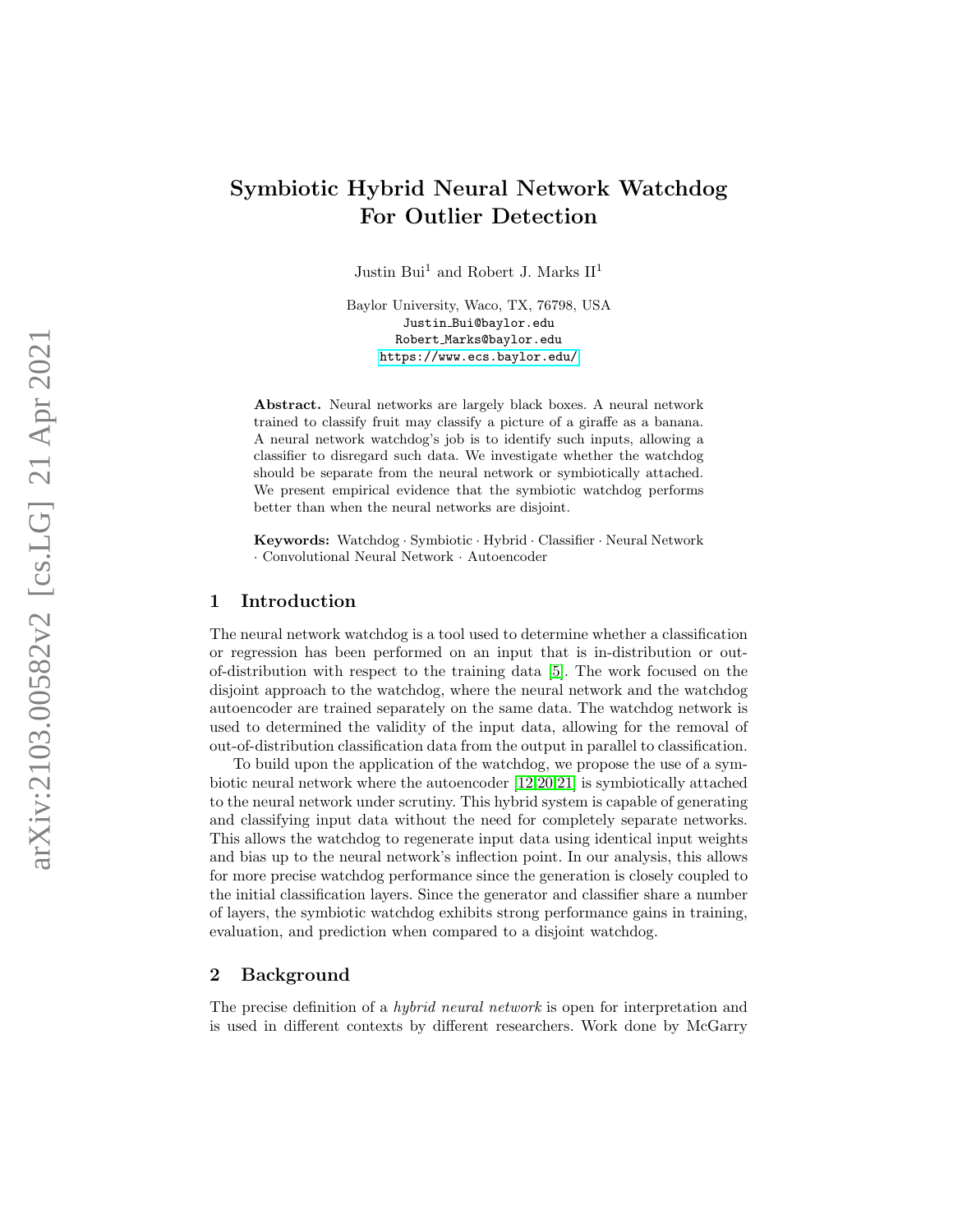# Symbiotic Hybrid Neural Network Watchdog For Outlier Detection

Justin Bui[1] and Robert J. Marks II[1]

Baylor University, Waco, TX, 76798, USA
Justin_Bui@baylor.edu
Robert_Marks@baylor.edu
https://www.ecs.baylor.edu/

**Abstract.** Neural networks are largely black boxes. A neural network trained to classify fruit may classify a picture of a giraffe as a banana. A neural network watchdog's job is to identify such inputs, allowing a classifier to disregard such data. We investigate whether the watchdog should be separate from the neural network or symbiotically attached. We present empirical evidence that the symbiotic watchdog performs better than when the neural networks are disjoint.

**Keywords:** Watchdog · Symbiotic · Hybrid · Classifier · Neural Network · Convolutional Neural Network · Autoencoder

## 1 Introduction

The neural network watchdog is a tool used to determine whether a classification or regression has been performed on an input that is in-distribution or out-of-distribution with respect to the training data [5]. The work focused on the disjoint approach to the watchdog, where the neural network and the watchdog autoencoder are trained separately on the same data. The watchdog network is used to determined the validity of the input data, allowing for the removal of out-of-distribution classification data from the output in parallel to classification.

To build upon the application of the watchdog, we propose the use of a symbiotic neural network where the autoencoder [12,20,21] is symbiotically attached to the neural network under scrutiny. This hybrid system is capable of generating and classifying input data without the need for completely separate networks. This allows the watchdog to regenerate input data using identical input weights and bias up to the neural network's inflection point. In our analysis, this allows for more precise watchdog performance since the generation is closely coupled to the initial classification layers. Since the generator and classifier share a number of layers, the symbiotic watchdog exhibits strong performance gains in training, evaluation, and prediction when compared to a disjoint watchdog.

## 2 Background

The precise definition of a *hybrid neural network* is open for interpretation and is used in different contexts by different researchers. Work done by McGarry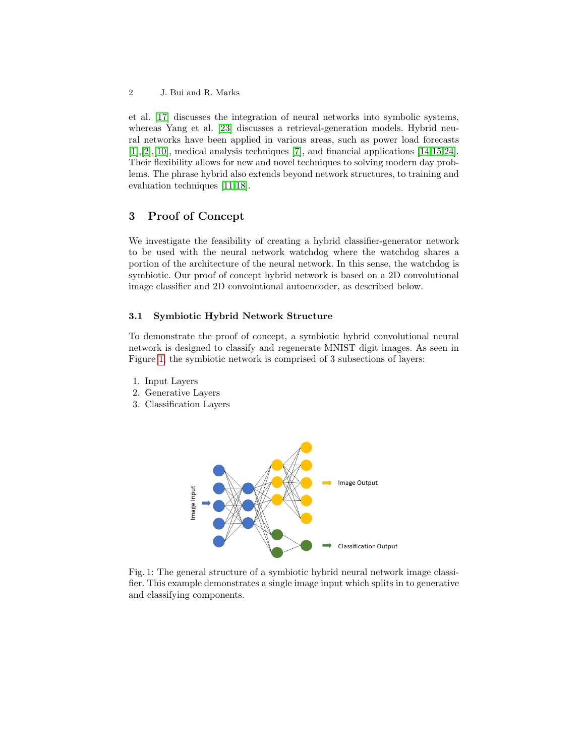et al. [17] discusses the integration of neural networks into symbolic systems, whereas Yang et al. [23] discusses a retrieval-generation models. Hybrid neural networks have been applied in various areas, such as power load forecasts [1],[2],[10], medical analysis techniques [7], and financial applications [14,15,24]. Their flexibility allows for new and novel techniques to solving modern day problems. The phrase hybrid also extends beyond network structures, to training and evaluation techniques [11,18].

## 3 Proof of Concept

We investigate the feasibility of creating a hybrid classifier-generator network to be used with the neural network watchdog where the watchdog shares a portion of the architecture of the neural network. In this sense, the watchdog is symbiotic. Our proof of concept hybrid network is based on a 2D convolutional image classifier and 2D convolutional autoencoder, as described below.

### 3.1 Symbiotic Hybrid Network Structure

To demonstrate the proof of concept, a symbiotic hybrid convolutional neural network is designed to classify and regenerate MNIST digit images. As seen in Figure 1, the symbiotic network is comprised of 3 subsections of layers:

1. Input Layers
2. Generative Layers
3. Classification Layers

Fig. 1: The general structure of a symbiotic hybrid neural network image classifier. This example demonstrates a single image input which splits in to generative and classifying components.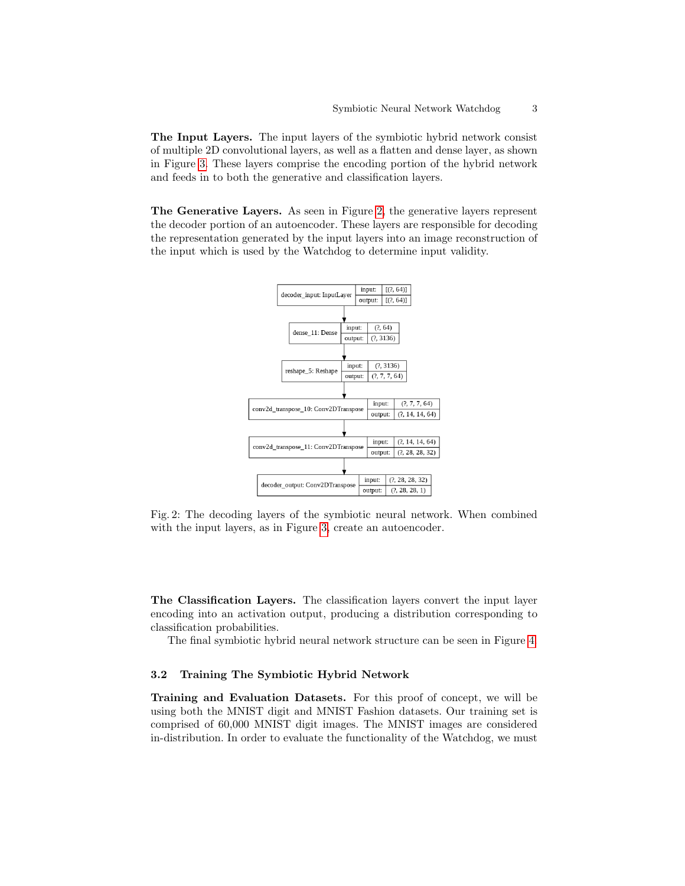**The Input Layers.** The input layers of the symbiotic hybrid network consist of multiple 2D convolutional layers, as well as a flatten and dense layer, as shown in Figure 3. These layers comprise the encoding portion of the hybrid network and feeds in to both the generative and classification layers.

**The Generative Layers.** As seen in Figure 2, the generative layers represent the decoder portion of an autoencoder. These layers are responsible for decoding the representation generated by the input layers into an image reconstruction of the input which is used by the Watchdog to determine input validity.

| Layer | | |
|---|---|---|
| decoder_input: InputLayer | input: | [(?, 64)] |
| | output: | [(?, 64)] |
| dense_11: Dense | input: | (?, 64) |
| | output: | (?, 3136) |
| reshape_5: Reshape | input: | (?, 3136) |
| | output: | (?, 7, 7, 64) |
| conv2d_transpose_10: Conv2DTranspose | input: | (?, 7, 7, 64) |
| | output: | (?, 14, 14, 64) |
| conv2d_transpose_11: Conv2DTranspose | input: | (?, 14, 14, 64) |
| | output: | (?, 28, 28, 32) |
| decoder_output: Conv2DTranspose | input: | (?, 28, 28, 32) |
| | output: | (?, 28, 28, 1) |

Fig. 2: The decoding layers of the symbiotic neural network. When combined with the input layers, as in Figure 3, create an autoencoder.

**The Classification Layers.** The classification layers convert the input layer encoding into an activation output, producing a distribution corresponding to classification probabilities.

The final symbiotic hybrid neural network structure can be seen in Figure 4.

### 3.2 Training The Symbiotic Hybrid Network

**Training and Evaluation Datasets.** For this proof of concept, we will be using both the MNIST digit and MNIST Fashion datasets. Our training set is comprised of 60,000 MNIST digit images. The MNIST images are considered in-distribution. In order to evaluate the functionality of the Watchdog, we must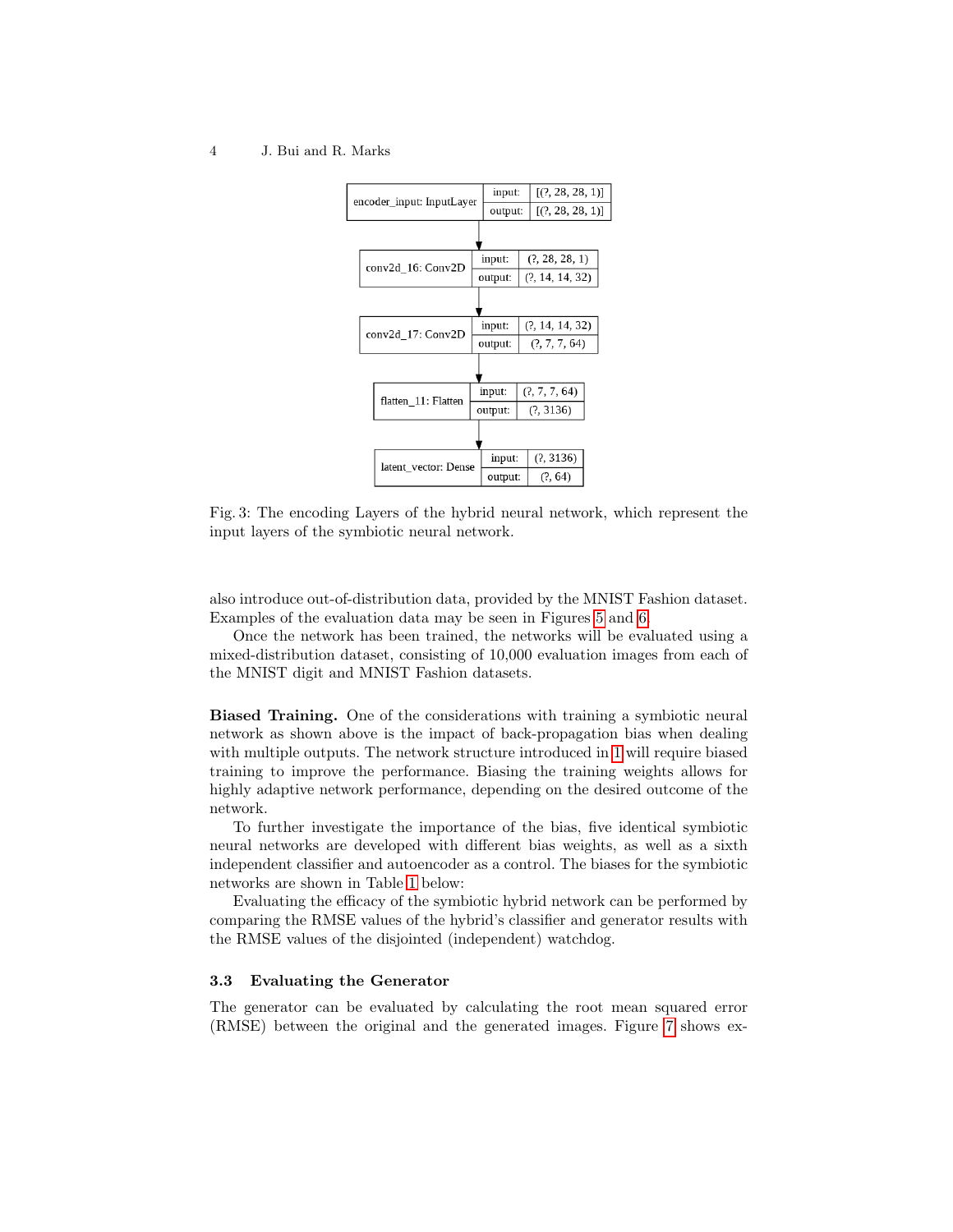| Layer | input | output |
| --- | --- | --- |
| encoder_input: InputLayer | [(?, 28, 28, 1)] | [(?, 28, 28, 1)] |
| conv2d_16: Conv2D | (?, 28, 28, 1) | (?, 14, 14, 32) |
| conv2d_17: Conv2D | (?, 14, 14, 32) | (?, 7, 7, 64) |
| flatten_11: Flatten | (?, 7, 7, 64) | (?, 3136) |
| latent_vector: Dense | (?, 3136) | (?, 64) |

Fig. 3: The encoding Layers of the hybrid neural network, which represent the input layers of the symbiotic neural network.

also introduce out-of-distribution data, provided by the MNIST Fashion dataset. Examples of the evaluation data may be seen in Figures 5 and 6.

Once the network has been trained, the networks will be evaluated using a mixed-distribution dataset, consisting of 10,000 evaluation images from each of the MNIST digit and MNIST Fashion datasets.

**Biased Training.** One of the considerations with training a symbiotic neural network as shown above is the impact of back-propagation bias when dealing with multiple outputs. The network structure introduced in 1 will require biased training to improve the performance. Biasing the training weights allows for highly adaptive network performance, depending on the desired outcome of the network.

To further investigate the importance of the bias, five identical symbiotic neural networks are developed with different bias weights, as well as a sixth independent classifier and autoencoder as a control. The biases for the symbiotic networks are shown in Table 1 below:

Evaluating the efficacy of the symbiotic hybrid network can be performed by comparing the RMSE values of the hybrid's classifier and generator results with the RMSE values of the disjointed (independent) watchdog.

### 3.3 Evaluating the Generator

The generator can be evaluated by calculating the root mean squared error (RMSE) between the original and the generated images. Figure 7 shows ex-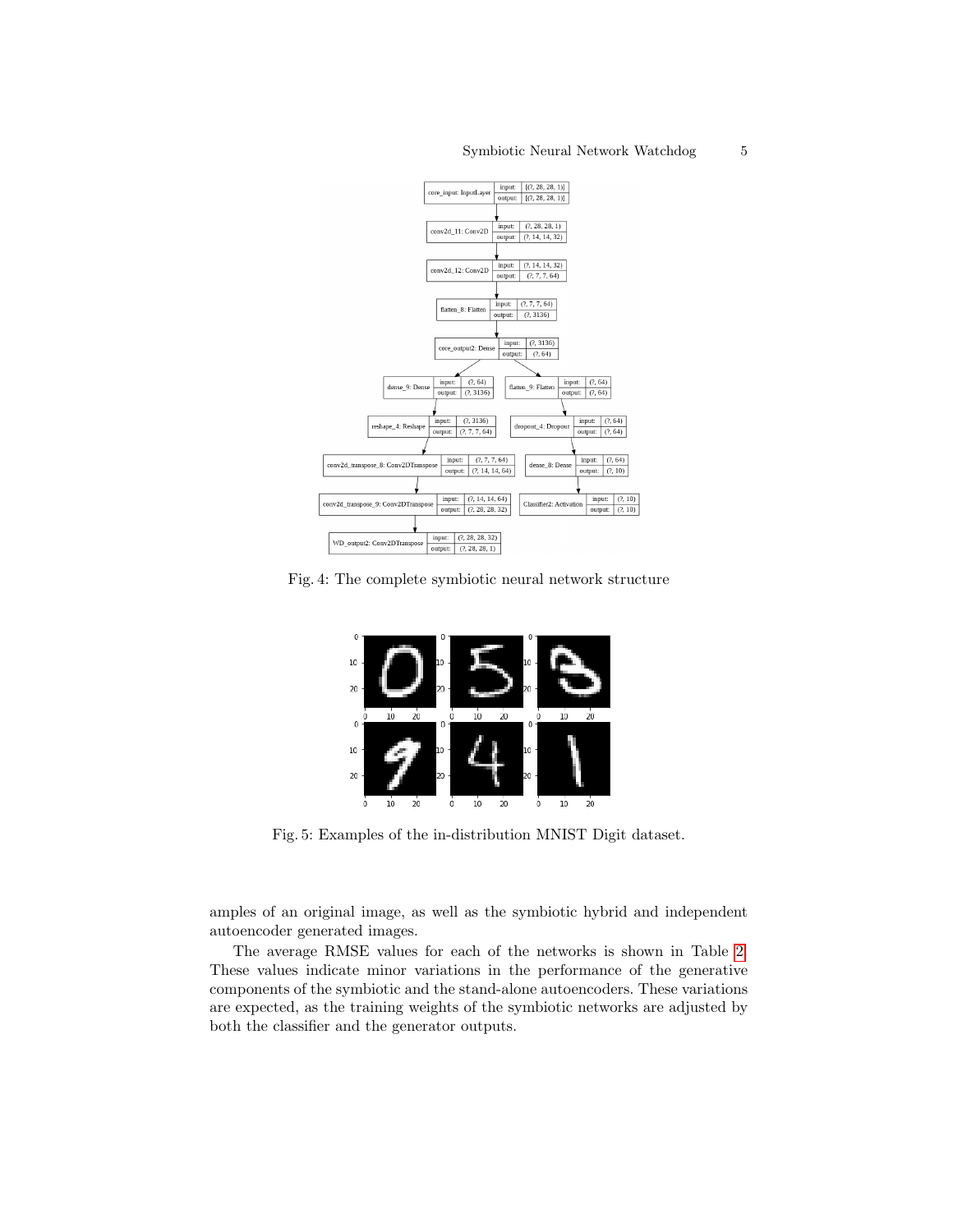Fig. 4: The complete symbiotic neural network structure

Fig. 5: Examples of the in-distribution MNIST Digit dataset.

amples of an original image, as well as the symbiotic hybrid and independent autoencoder generated images.

The average RMSE values for each of the networks is shown in Table 2. These values indicate minor variations in the performance of the generative components of the symbiotic and the stand-alone autoencoders. These variations are expected, as the training weights of the symbiotic networks are adjusted by both the classifier and the generator outputs.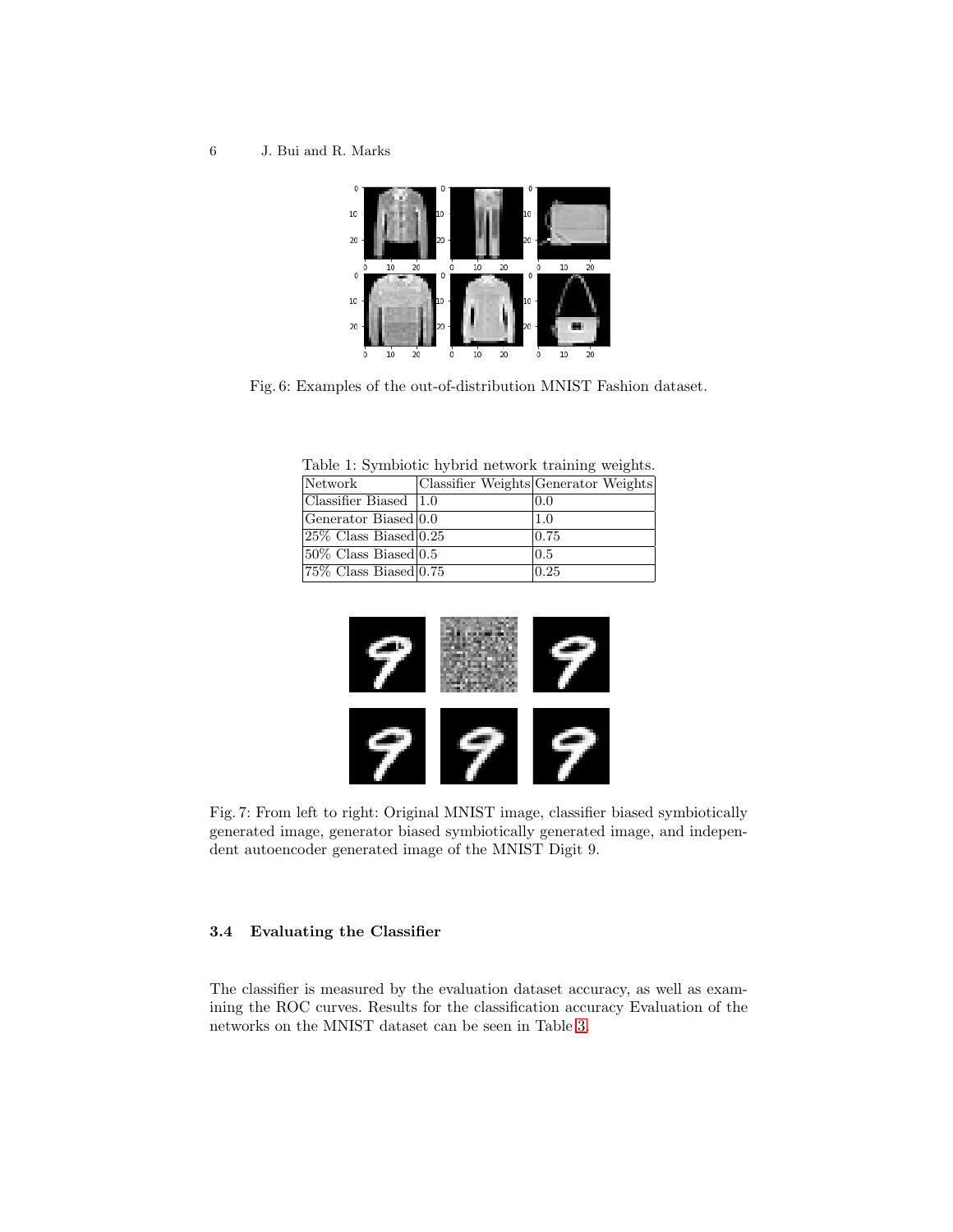Fig. 6: Examples of the out-of-distribution MNIST Fashion dataset.

Table 1: Symbiotic hybrid network training weights.

| Network | Classifier Weights | Generator Weights |
|---|---|---|
| Classifier Biased | 1.0 | 0.0 |
| Generator Biased | 0.0 | 1.0 |
| 25% Class Biased | 0.25 | 0.75 |
| 50% Class Biased | 0.5 | 0.5 |
| 75% Class Biased | 0.75 | 0.25 |

Fig. 7: From left to right: Original MNIST image, classifier biased symbiotically generated image, generator biased symbiotically generated image, and independent autoencoder generated image of the MNIST Digit 9.

### 3.4 Evaluating the Classifier

The classifier is measured by the evaluation dataset accuracy, as well as examining the ROC curves. Results for the classification accuracy Evaluation of the networks on the MNIST dataset can be seen in Table 3.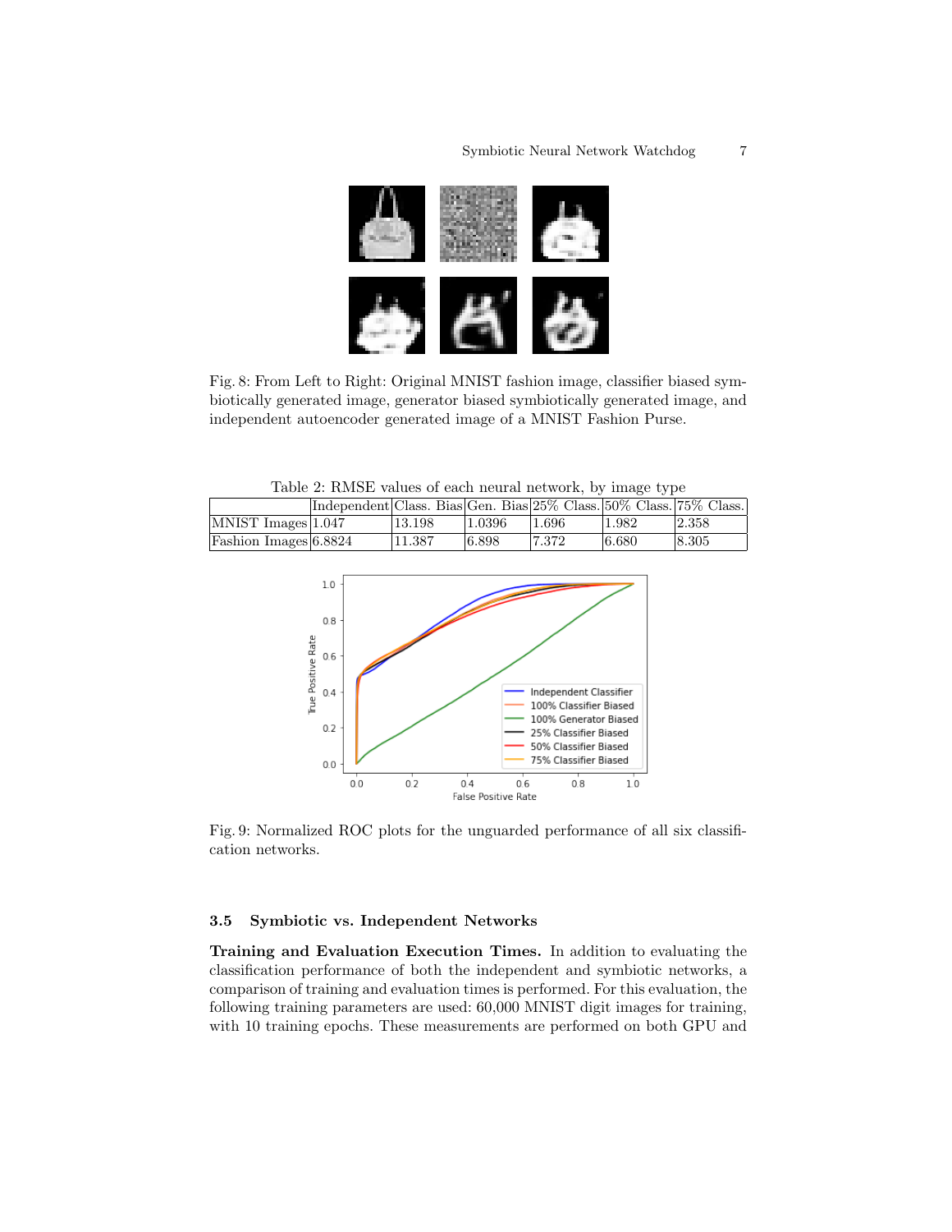Fig. 8: From Left to Right: Original MNIST fashion image, classifier biased symbiotically generated image, generator biased symbiotically generated image, and independent autoencoder generated image of a MNIST Fashion Purse.

Table 2: RMSE values of each neural network, by image type

| | Independent | Class. Bias | Gen. Bias | 25% Class. | 50% Class. | 75% Class. |
|---|---|---|---|---|---|---|
| MNIST Images | 1.047 | 13.198 | 1.0396 | 1.696 | 1.982 | 2.358 |
| Fashion Images | 6.8824 | 11.387 | 6.898 | 7.372 | 6.680 | 8.305 |

Fig. 9: Normalized ROC plots for the unguarded performance of all six classification networks.

### 3.5 Symbiotic vs. Independent Networks

**Training and Evaluation Execution Times.** In addition to evaluating the classification performance of both the independent and symbiotic networks, a comparison of training and evaluation times is performed. For this evaluation, the following training parameters are used: 60,000 MNIST digit images for training, with 10 training epochs. These measurements are performed on both GPU and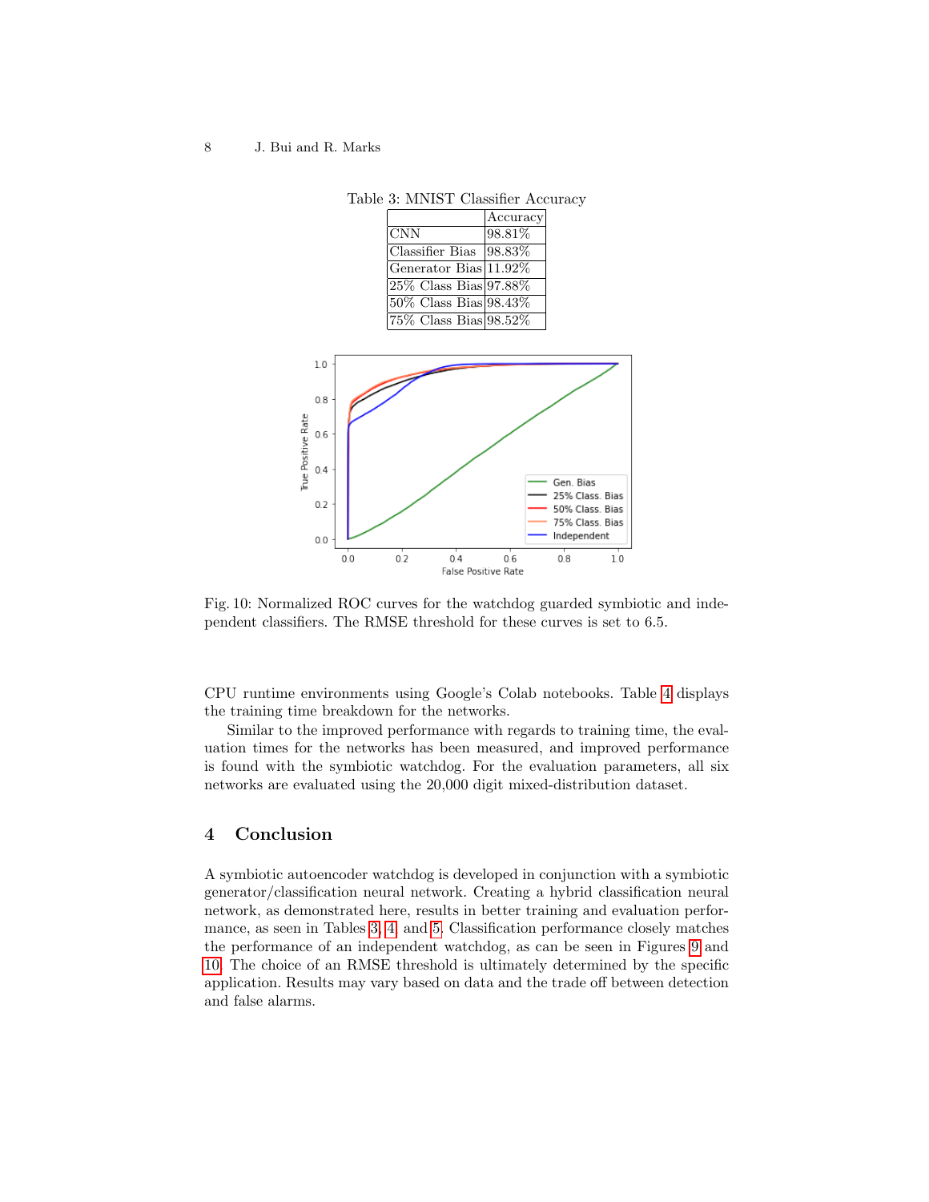Table 3: MNIST Classifier Accuracy

| | Accuracy |
|---|---|
| CNN | 98.81% |
| Classifier Bias | 98.83% |
| Generator Bias | 11.92% |
| 25% Class Bias | 97.88% |
| 50% Class Bias | 98.43% |
| 75% Class Bias | 98.52% |

Fig. 10: Normalized ROC curves for the watchdog guarded symbiotic and independent classifiers. The RMSE threshold for these curves is set to 6.5.

CPU runtime environments using Google's Colab notebooks. Table 4 displays the training time breakdown for the networks.

Similar to the improved performance with regards to training time, the evaluation times for the networks has been measured, and improved performance is found with the symbiotic watchdog. For the evaluation parameters, all six networks are evaluated using the 20,000 digit mixed-distribution dataset.

## 4 Conclusion

A symbiotic autoencoder watchdog is developed in conjunction with a symbiotic generator/classification neural network. Creating a hybrid classification neural network, as demonstrated here, results in better training and evaluation performance, as seen in Tables 3, 4, and 5. Classification performance closely matches the performance of an independent watchdog, as can be seen in Figures 9 and 10. The choice of an RMSE threshold is ultimately determined by the specific application. Results may vary based on data and the trade off between detection and false alarms.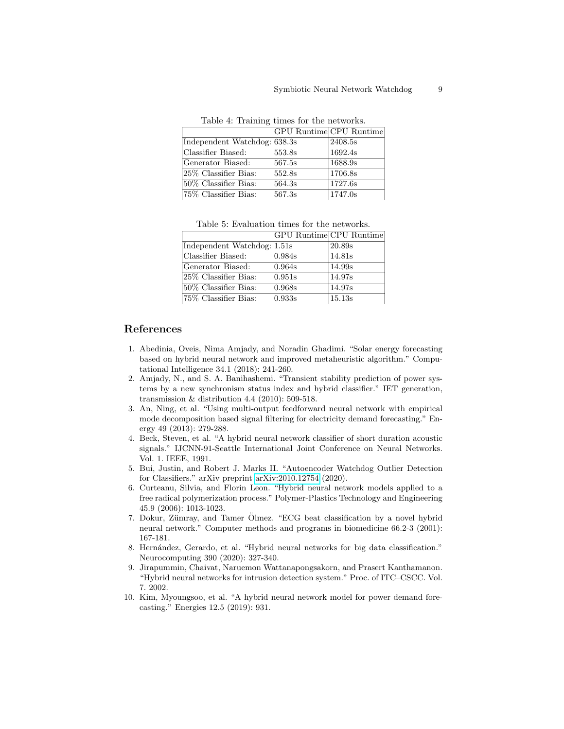Table 4: Training times for the networks.

| | GPU Runtime | CPU Runtime |
|---|---|---|
| Independent Watchdog: | 638.3s | 2408.5s |
| Classifier Biased: | 553.8s | 1692.4s |
| Generator Biased: | 567.5s | 1688.9s |
| 25% Classifier Bias: | 552.8s | 1706.8s |
| 50% Classifier Bias: | 564.3s | 1727.6s |
| 75% Classifier Bias: | 567.3s | 1747.0s |

Table 5: Evaluation times for the networks.

| | GPU Runtime | CPU Runtime |
|---|---|---|
| Independent Watchdog: | 1.51s | 20.89s |
| Classifier Biased: | 0.984s | 14.81s |
| Generator Biased: | 0.964s | 14.99s |
| 25% Classifier Bias: | 0.951s | 14.97s |
| 50% Classifier Bias: | 0.968s | 14.97s |
| 75% Classifier Bias: | 0.933s | 15.13s |

## References

1. Abedinia, Oveis, Nima Amjady, and Noradin Ghadimi. "Solar energy forecasting based on hybrid neural network and improved metaheuristic algorithm." Computational Intelligence 34.1 (2018): 241-260.
2. Amjady, N., and S. A. Banihashemi. "Transient stability prediction of power systems by a new synchronism status index and hybrid classifier." IET generation, transmission & distribution 4.4 (2010): 509-518.
3. An, Ning, et al. "Using multi-output feedforward neural network with empirical mode decomposition based signal filtering for electricity demand forecasting." Energy 49 (2013): 279-288.
4. Beck, Steven, et al. "A hybrid neural network classifier of short duration acoustic signals." IJCNN-91-Seattle International Joint Conference on Neural Networks. Vol. 1. IEEE, 1991.
5. Bui, Justin, and Robert J. Marks II. "Autoencoder Watchdog Outlier Detection for Classifiers." arXiv preprint arXiv:2010.12754 (2020).
6. Curteanu, Silvia, and Florin Leon. "Hybrid neural network models applied to a free radical polymerization process." Polymer-Plastics Technology and Engineering 45.9 (2006): 1013-1023.
7. Dokur, Zümray, and Tamer Ölmez. "ECG beat classification by a novel hybrid neural network." Computer methods and programs in biomedicine 66.2-3 (2001): 167-181.
8. Hernández, Gerardo, et al. "Hybrid neural networks for big data classification." Neurocomputing 390 (2020): 327-340.
9. Jirapummin, Chaivat, Naruemon Wattanapongsakorn, and Prasert Kanthamanon. "Hybrid neural networks for intrusion detection system." Proc. of ITC–CSCC. Vol. 7. 2002.
10. Kim, Myoungsoo, et al. "A hybrid neural network model for power demand forecasting." Energies 12.5 (2019): 931.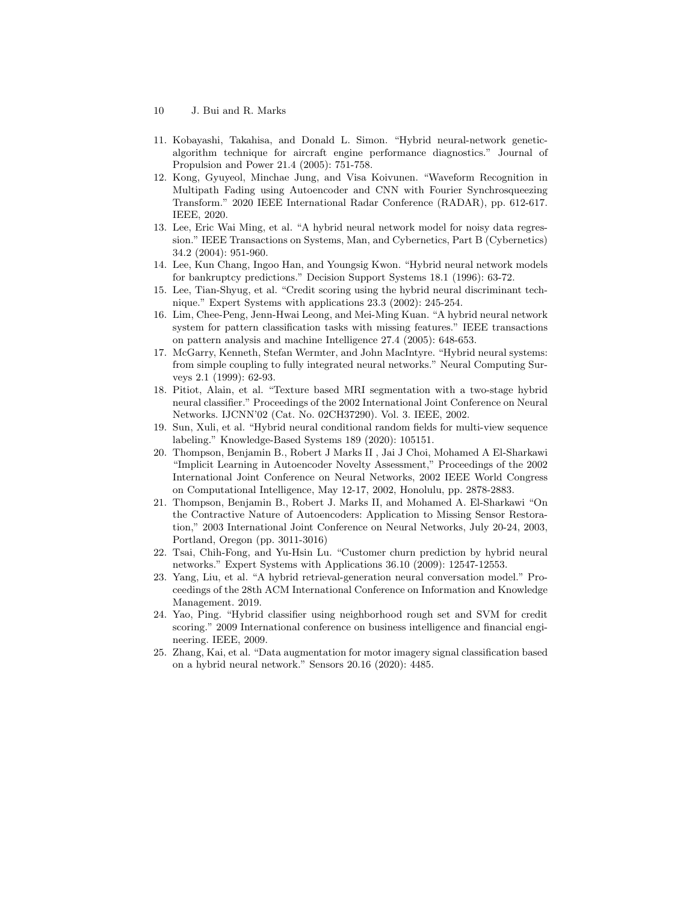11. Kobayashi, Takahisa, and Donald L. Simon. "Hybrid neural-network genetic-algorithm technique for aircraft engine performance diagnostics." Journal of Propulsion and Power 21.4 (2005): 751-758.
12. Kong, Gyuyeol, Minchae Jung, and Visa Koivunen. "Waveform Recognition in Multipath Fading using Autoencoder and CNN with Fourier Synchrosqueezing Transform." 2020 IEEE International Radar Conference (RADAR), pp. 612-617. IEEE, 2020.
13. Lee, Eric Wai Ming, et al. "A hybrid neural network model for noisy data regression." IEEE Transactions on Systems, Man, and Cybernetics, Part B (Cybernetics) 34.2 (2004): 951-960.
14. Lee, Kun Chang, Ingoo Han, and Youngsig Kwon. "Hybrid neural network models for bankruptcy predictions." Decision Support Systems 18.1 (1996): 63-72.
15. Lee, Tian-Shyug, et al. "Credit scoring using the hybrid neural discriminant technique." Expert Systems with applications 23.3 (2002): 245-254.
16. Lim, Chee-Peng, Jenn-Hwai Leong, and Mei-Ming Kuan. "A hybrid neural network system for pattern classification tasks with missing features." IEEE transactions on pattern analysis and machine Intelligence 27.4 (2005): 648-653.
17. McGarry, Kenneth, Stefan Wermter, and John MacIntyre. "Hybrid neural systems: from simple coupling to fully integrated neural networks." Neural Computing Surveys 2.1 (1999): 62-93.
18. Pitiot, Alain, et al. "Texture based MRI segmentation with a two-stage hybrid neural classifier." Proceedings of the 2002 International Joint Conference on Neural Networks. IJCNN'02 (Cat. No. 02CH37290). Vol. 3. IEEE, 2002.
19. Sun, Xuli, et al. "Hybrid neural conditional random fields for multi-view sequence labeling." Knowledge-Based Systems 189 (2020): 105151.
20. Thompson, Benjamin B., Robert J Marks II , Jai J Choi, Mohamed A El-Sharkawi "Implicit Learning in Autoencoder Novelty Assessment," Proceedings of the 2002 International Joint Conference on Neural Networks, 2002 IEEE World Congress on Computational Intelligence, May 12-17, 2002, Honolulu, pp. 2878-2883.
21. Thompson, Benjamin B., Robert J. Marks II, and Mohamed A. El-Sharkawi "On the Contractive Nature of Autoencoders: Application to Missing Sensor Restoration," 2003 International Joint Conference on Neural Networks, July 20-24, 2003, Portland, Oregon (pp. 3011-3016)
22. Tsai, Chih-Fong, and Yu-Hsin Lu. "Customer churn prediction by hybrid neural networks." Expert Systems with Applications 36.10 (2009): 12547-12553.
23. Yang, Liu, et al. "A hybrid retrieval-generation neural conversation model." Proceedings of the 28th ACM International Conference on Information and Knowledge Management. 2019.
24. Yao, Ping. "Hybrid classifier using neighborhood rough set and SVM for credit scoring." 2009 International conference on business intelligence and financial engineering. IEEE, 2009.
25. Zhang, Kai, et al. "Data augmentation for motor imagery signal classification based on a hybrid neural network." Sensors 20.16 (2020): 4485.